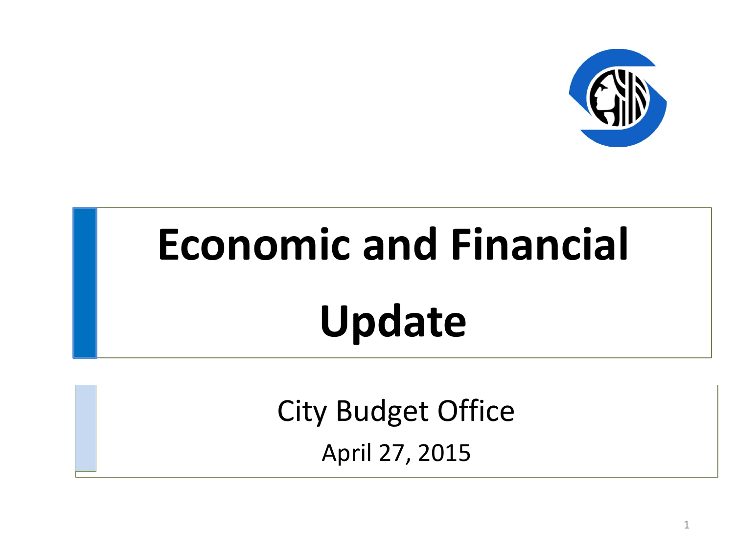# Economic and Financial Update

City Budget Office

April 27, 2015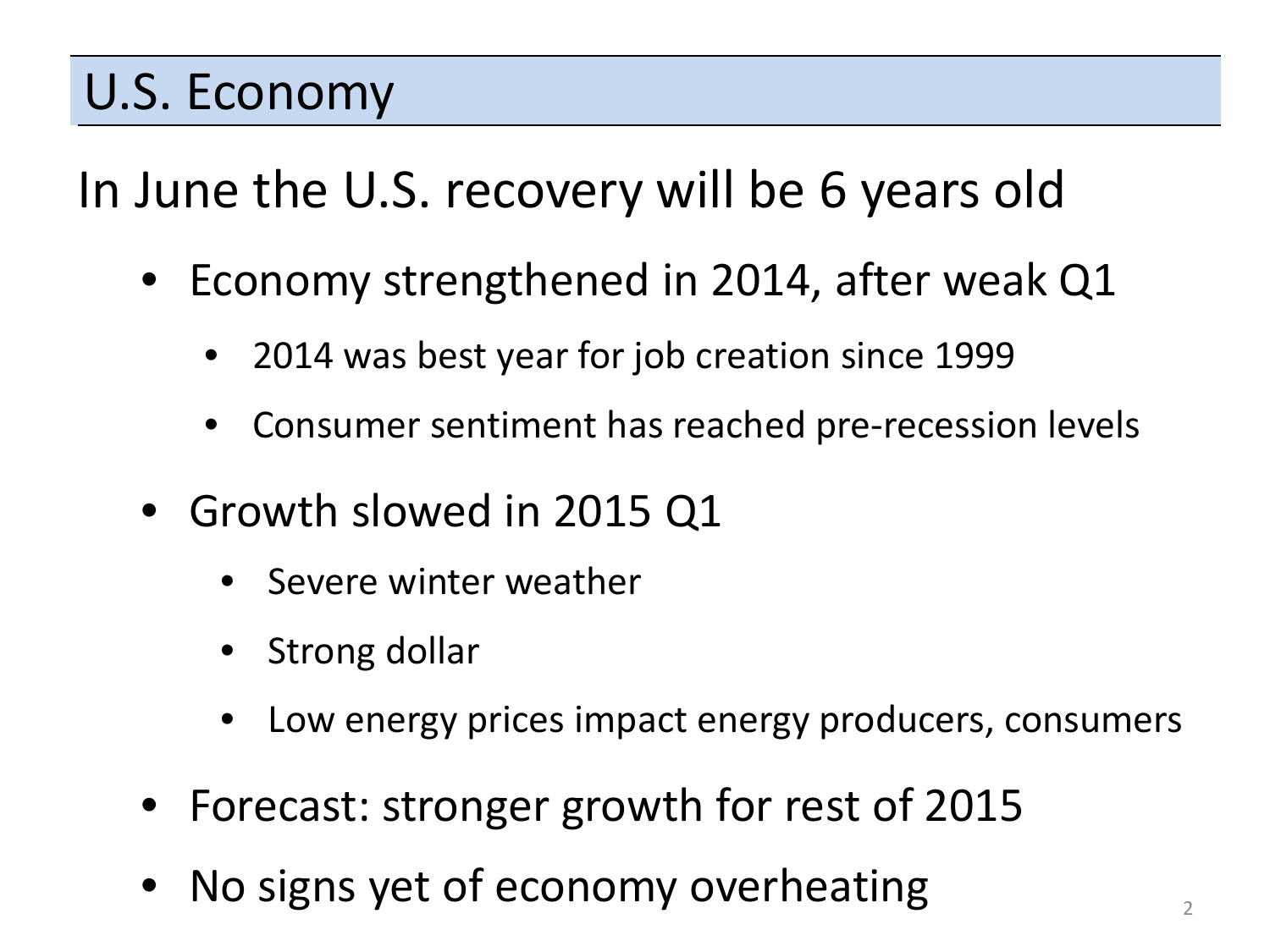# U.S. Economy

## In June the U.S. recovery will be 6 years old

- Economy strengthened in 2014, after weak Q1
  - 2014 was best year for job creation since 1999
  - Consumer sentiment has reached pre-recession levels
- Growth slowed in 2015 Q1
  - Severe winter weather
  - Strong dollar
  - Low energy prices impact energy producers, consumers
- Forecast: stronger growth for rest of 2015
- No signs yet of economy overheating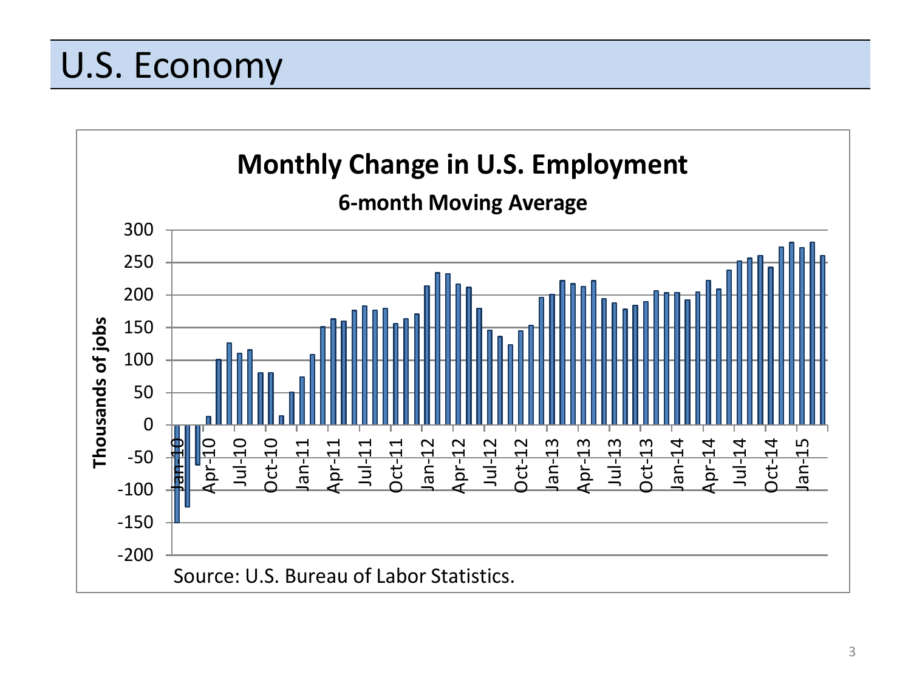# U.S. Economy

**Monthly Change in U.S. Employment**

**6-month Moving Average**

Source: U.S. Bureau of Labor Statistics.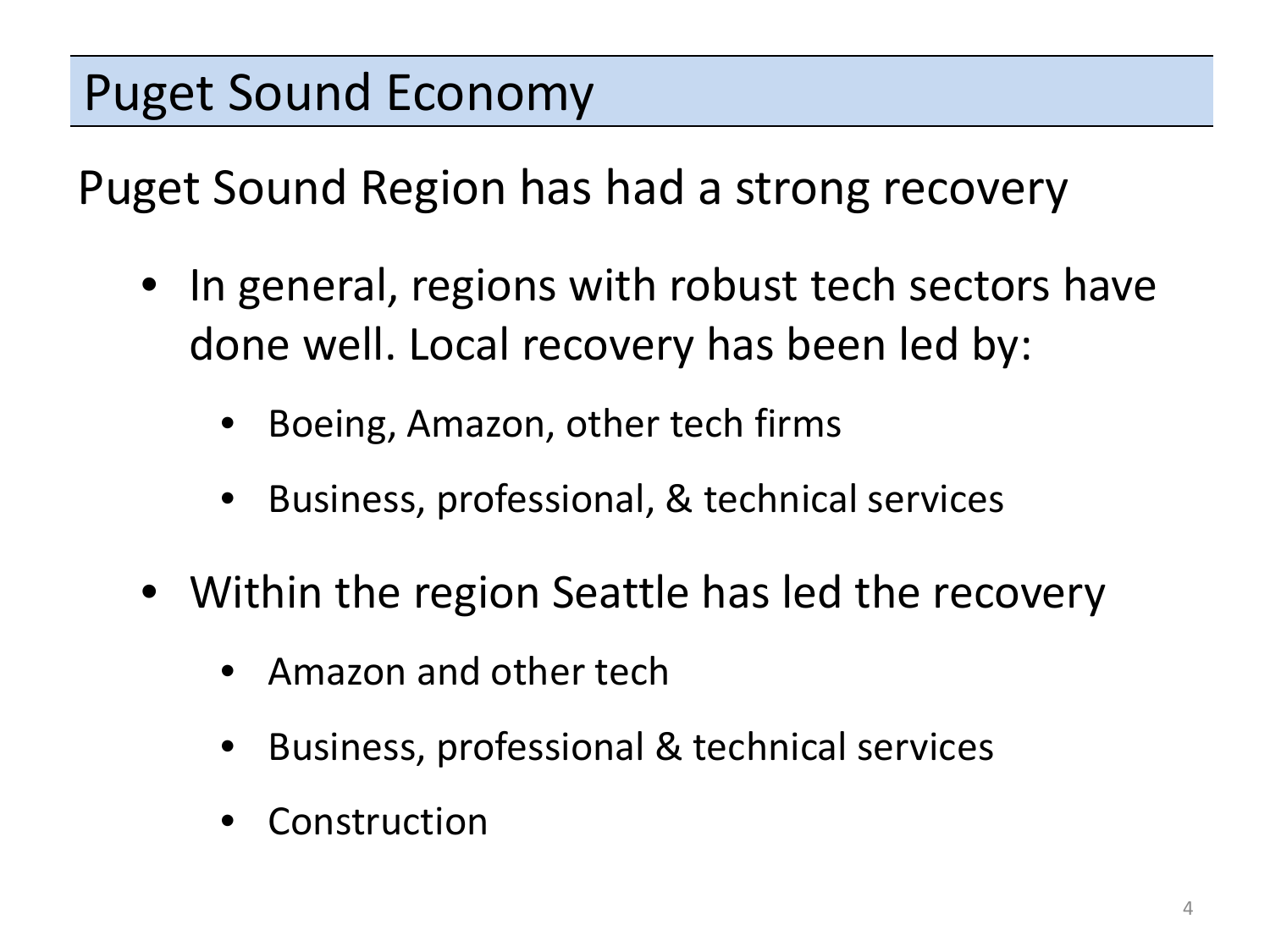# Puget Sound Economy

## Puget Sound Region has had a strong recovery

- In general, regions with robust tech sectors have done well. Local recovery has been led by:
  - Boeing, Amazon, other tech firms
  - Business, professional, & technical services
- Within the region Seattle has led the recovery
  - Amazon and other tech
  - Business, professional & technical services
  - Construction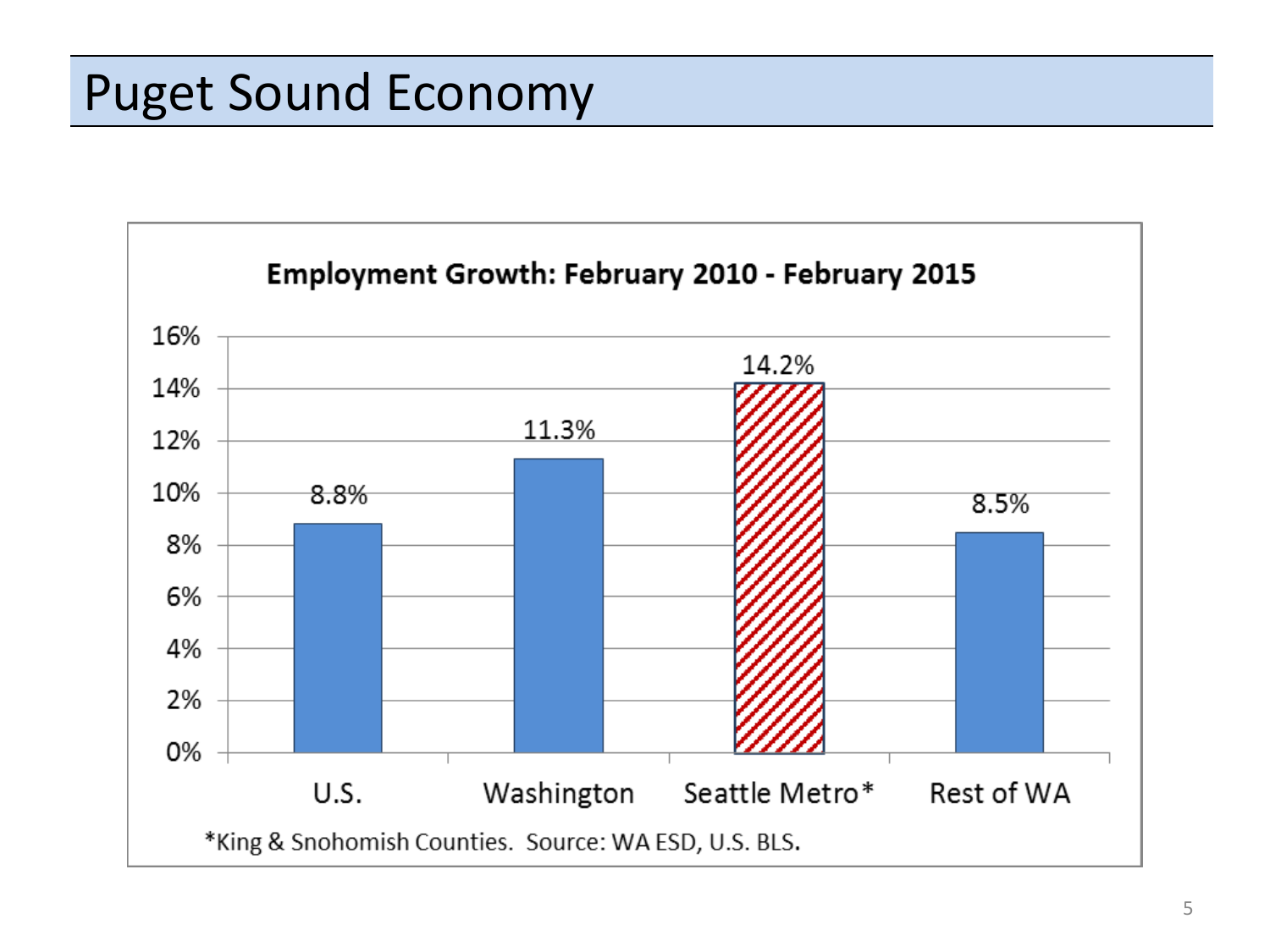# Puget Sound Economy

**Employment Growth: February 2010 - February 2015**

| Region | Employment Growth |
|---|---|
| U.S. | 8.8% |
| Washington | 11.3% |
| Seattle Metro* | 14.2% |
| Rest of WA | 8.5% |

*King & Snohomish Counties. Source: WA ESD, U.S. BLS.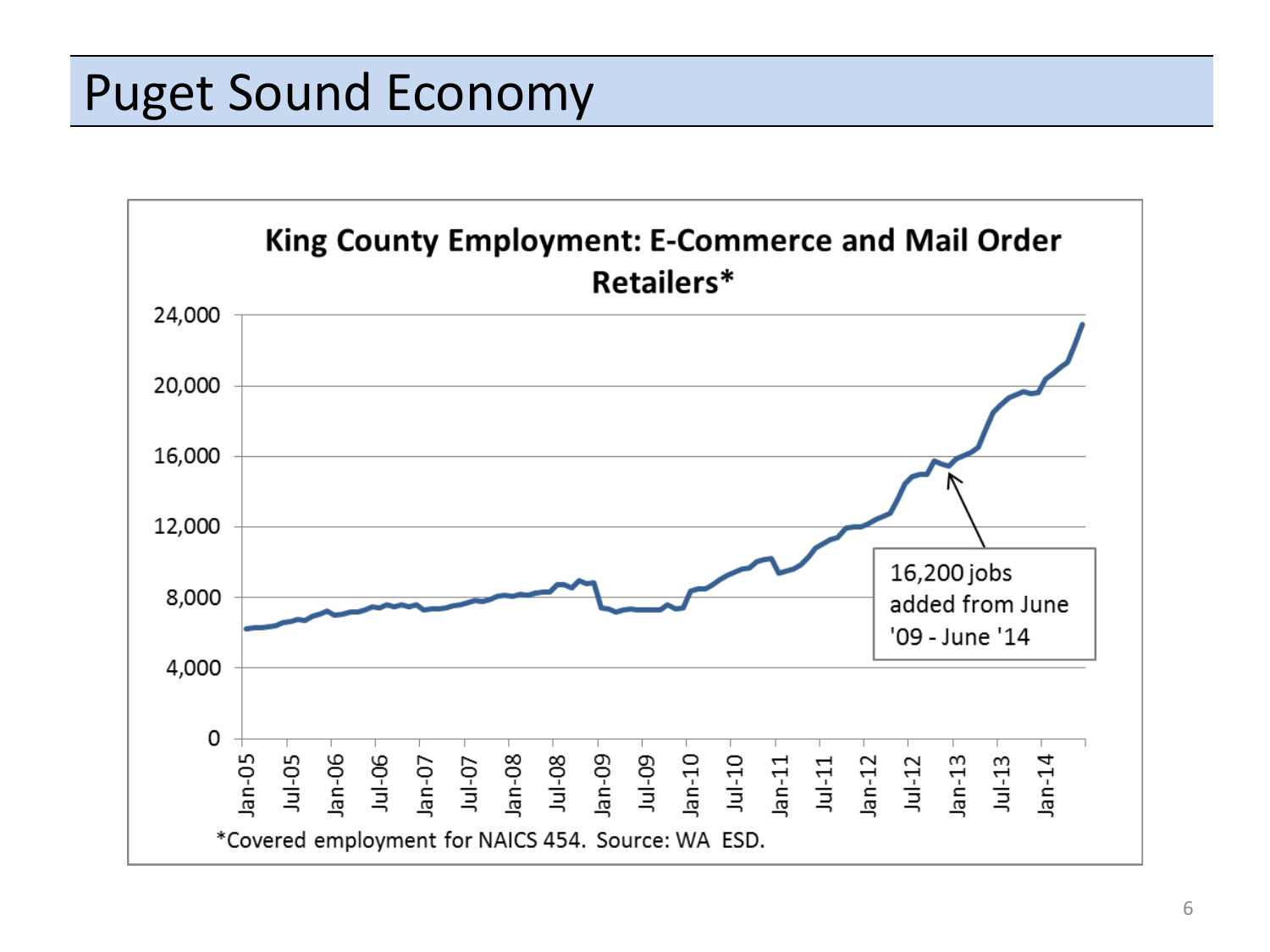# Puget Sound Economy

**King County Employment: E-Commerce and Mail Order Retailers***

16,200 jobs added from June '09 - June '14

*Covered employment for NAICS 454. Source: WA ESD.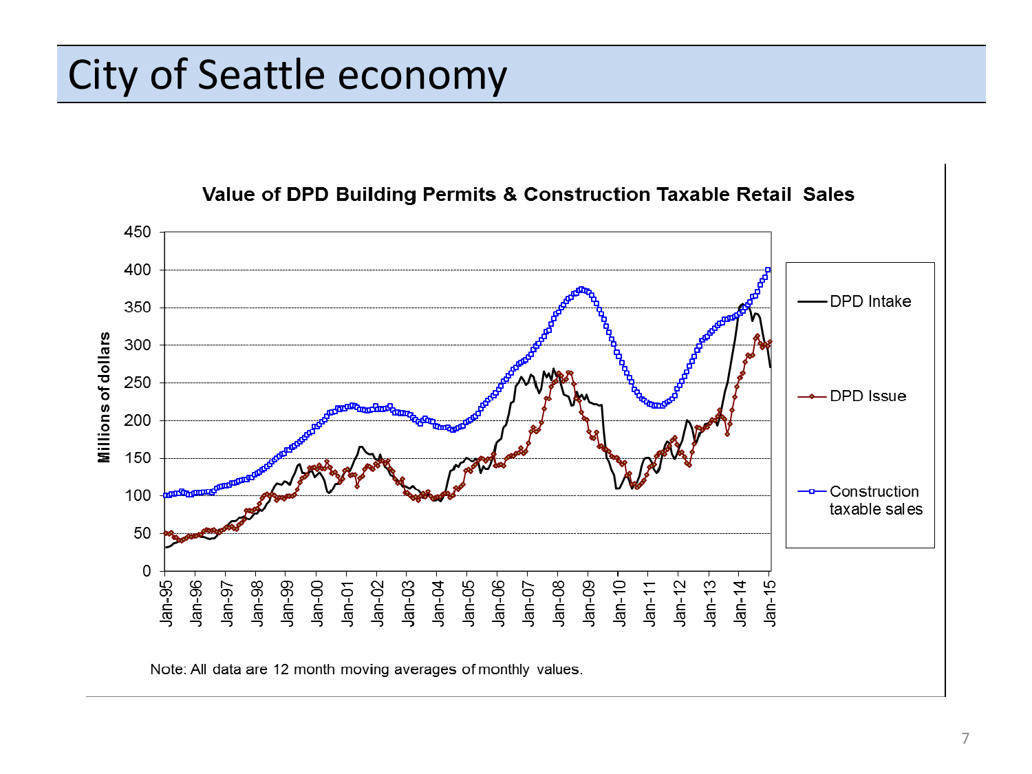# City of Seattle economy

**Value of DPD Building Permits & Construction Taxable Retail Sales**

Note: All data are 12 month moving averages of monthly values.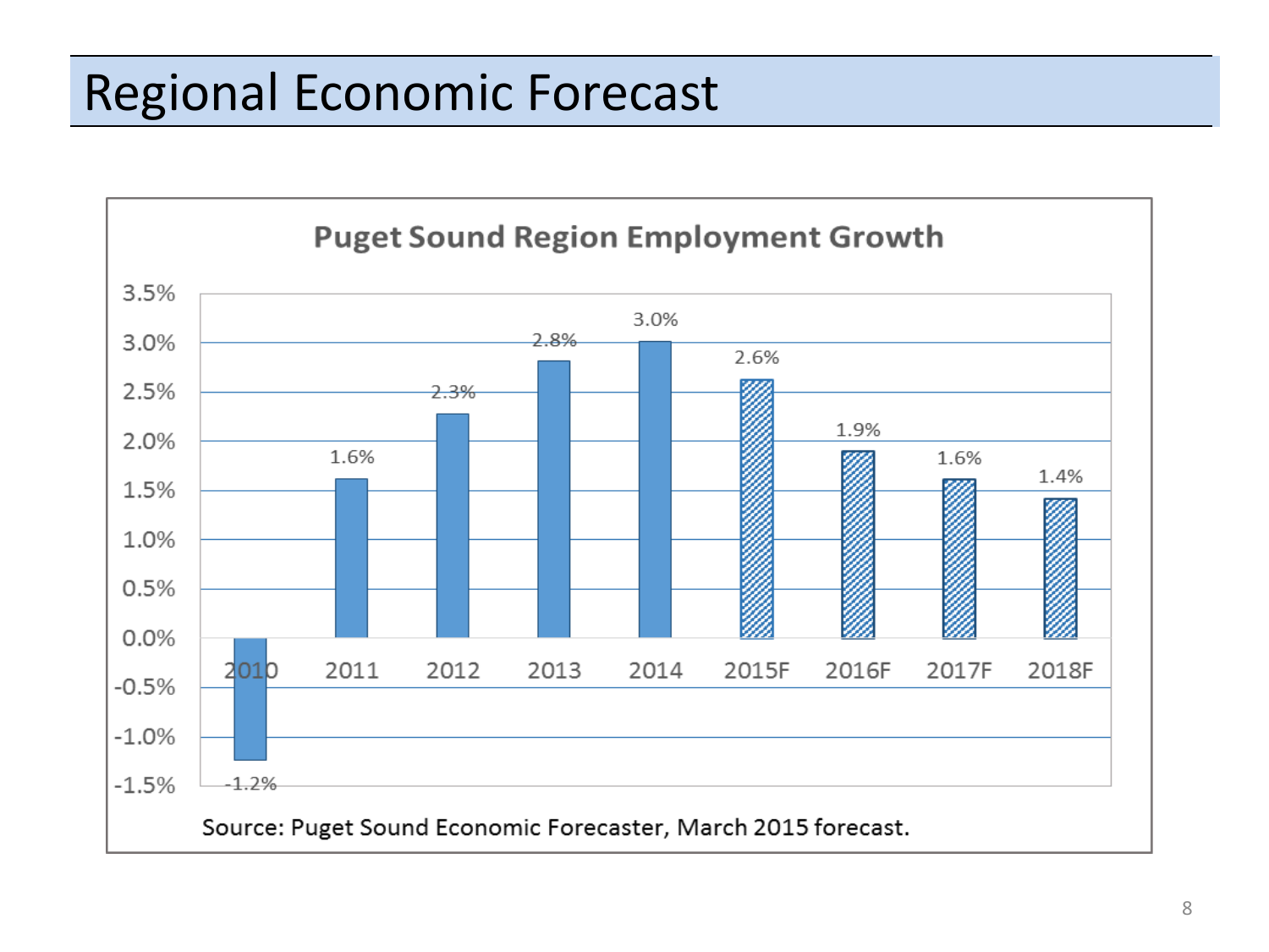# Regional Economic Forecast

**Puget Sound Region Employment Growth**

| Year | Employment Growth |
|---|---|
| 2010 | -1.2% |
| 2011 | 1.6% |
| 2012 | 2.3% |
| 2013 | 2.8% |
| 2014 | 3.0% |
| 2015F | 2.6% |
| 2016F | 1.9% |
| 2017F | 1.6% |
| 2018F | 1.4% |

Source: Puget Sound Economic Forecaster, March 2015 forecast.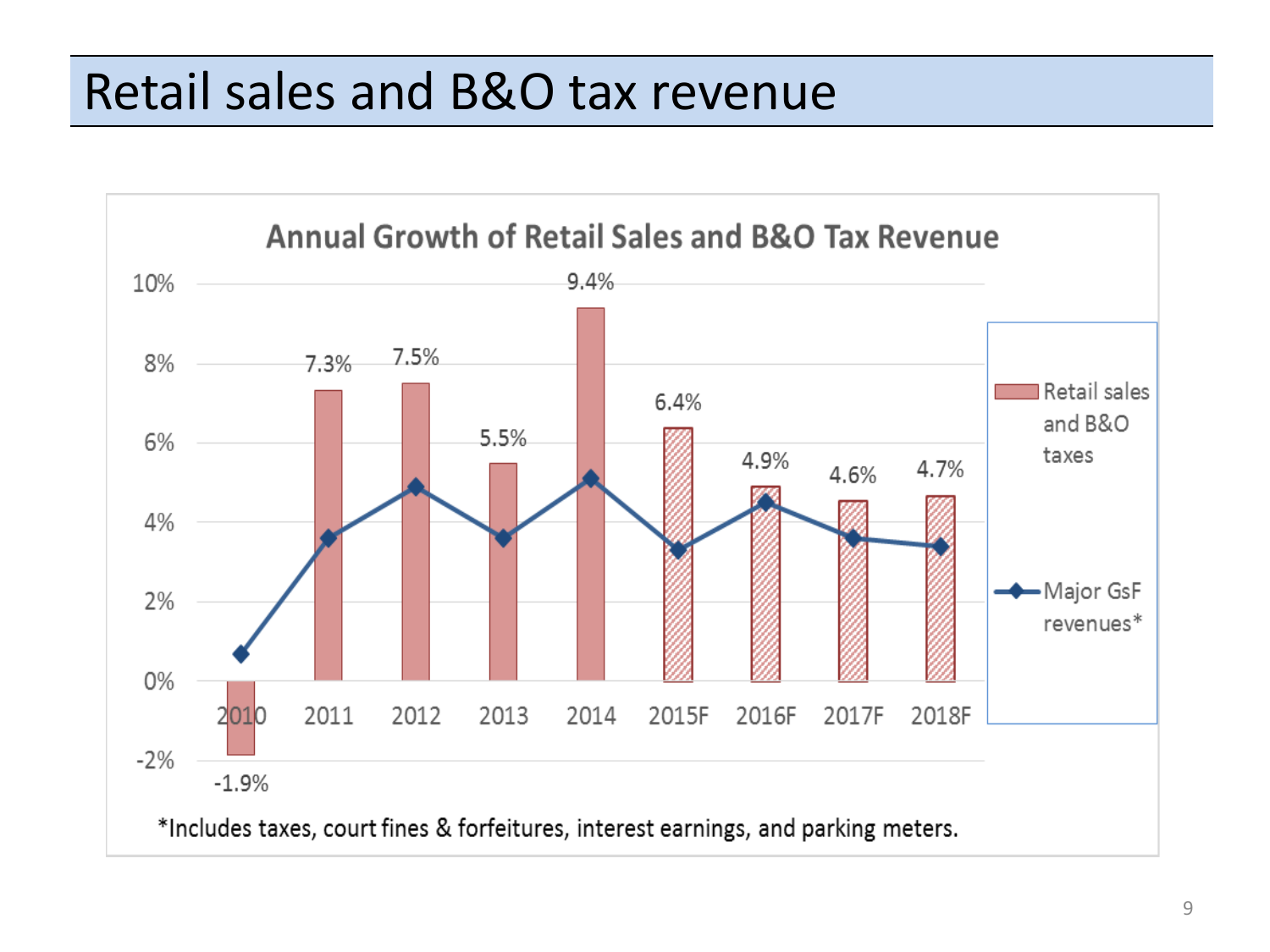# Retail sales and B&O tax revenue

**Annual Growth of Retail Sales and B&O Tax Revenue**

| Year | Retail sales and B&O taxes |
|---|---|
| 2010 | -1.9% |
| 2011 | 7.3% |
| 2012 | 7.5% |
| 2013 | 5.5% |
| 2014 | 9.4% |
| 2015F | 6.4% |
| 2016F | 4.9% |
| 2017F | 4.6% |
| 2018F | 4.7% |

Legend: Retail sales and B&O taxes; Major GsF revenues*

*Includes taxes, court fines & forfeitures, interest earnings, and parking meters.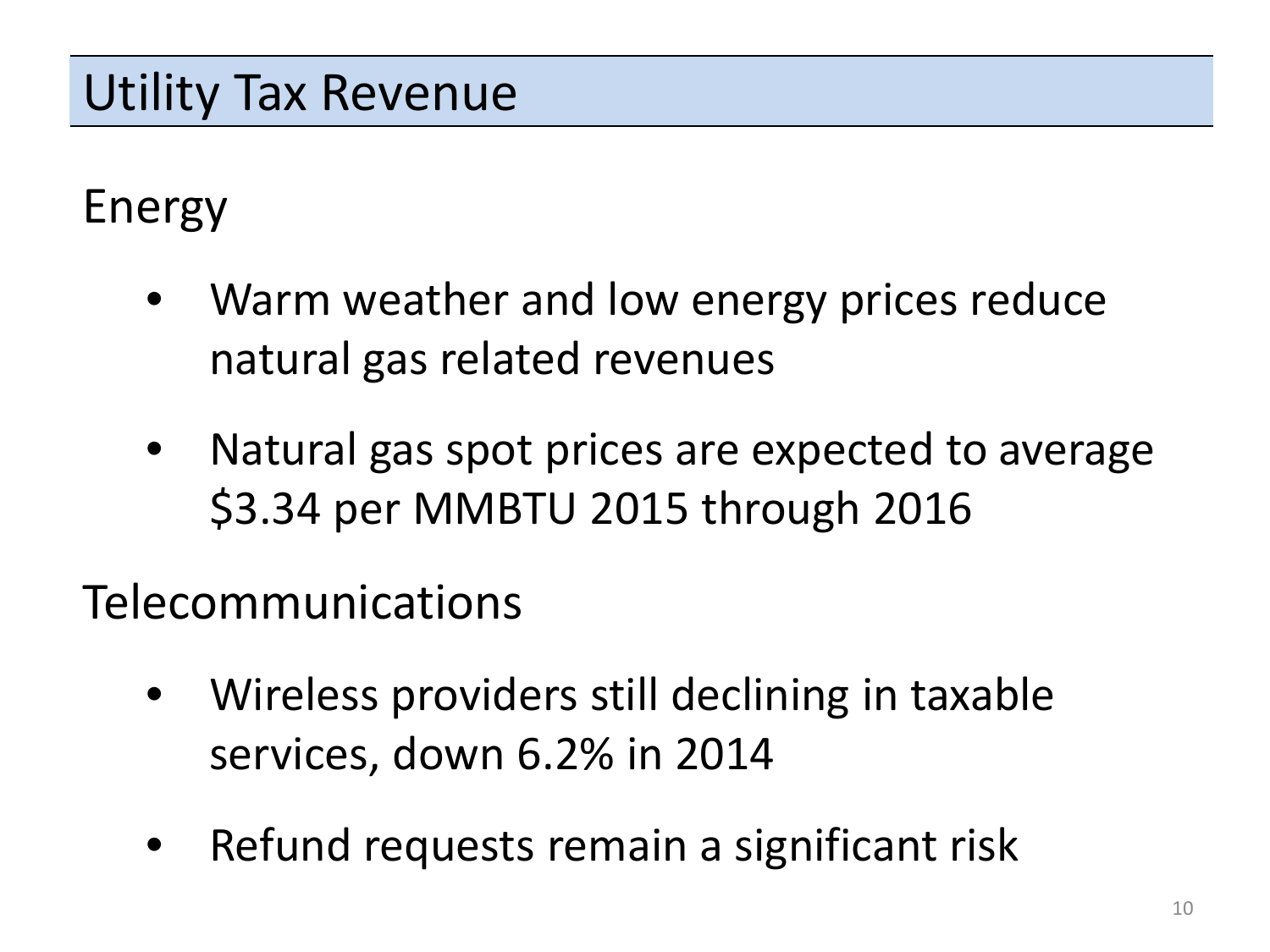# Utility Tax Revenue

## Energy

- Warm weather and low energy prices reduce natural gas related revenues
- Natural gas spot prices are expected to average $3.34 per MMBTU 2015 through 2016

## Telecommunications

- Wireless providers still declining in taxable services, down 6.2% in 2014
- Refund requests remain a significant risk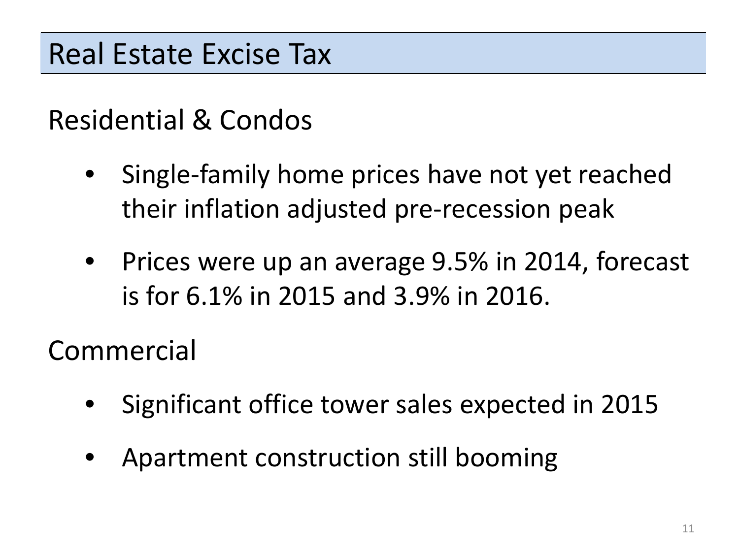# Real Estate Excise Tax

## Residential & Condos

- Single-family home prices have not yet reached their inflation adjusted pre-recession peak
- Prices were up an average 9.5% in 2014, forecast is for 6.1% in 2015 and 3.9% in 2016.

## Commercial

- Significant office tower sales expected in 2015
- Apartment construction still booming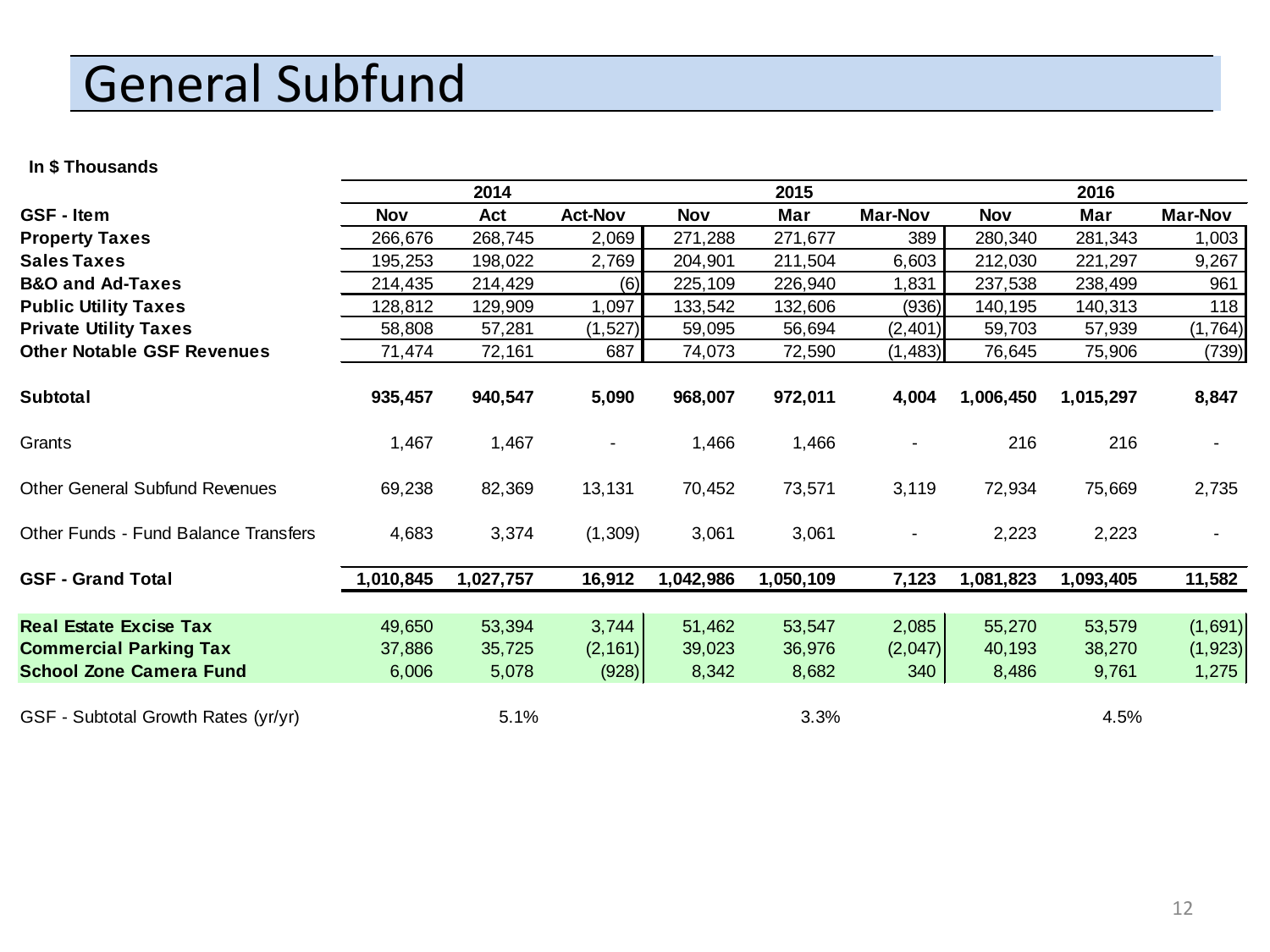# General Subfund

**In $ Thousands**

| GSF - Item | 2014 Nov | 2014 Act | 2014 Act-Nov | 2015 Nov | 2015 Mar | 2015 Mar-Nov | 2016 Nov | 2016 Mar | 2016 Mar-Nov |
|---|---|---|---|---|---|---|---|---|---|
| **Property Taxes** | 266,676 | 268,745 | 2,069 | 271,288 | 271,677 | 389 | 280,340 | 281,343 | 1,003 |
| **Sales Taxes** | 195,253 | 198,022 | 2,769 | 204,901 | 211,504 | 6,603 | 212,030 | 221,297 | 9,267 |
| **B&O and Ad-Taxes** | 214,435 | 214,429 | (6) | 225,109 | 226,940 | 1,831 | 237,538 | 238,499 | 961 |
| **Public Utility Taxes** | 128,812 | 129,909 | 1,097 | 133,542 | 132,606 | (936) | 140,195 | 140,313 | 118 |
| **Private Utility Taxes** | 58,808 | 57,281 | (1,527) | 59,095 | 56,694 | (2,401) | 59,703 | 57,939 | (1,764) |
| **Other Notable GSF Revenues** | 71,474 | 72,161 | 687 | 74,073 | 72,590 | (1,483) | 76,645 | 75,906 | (739) |
| **Subtotal** | **935,457** | **940,547** | **5,090** | **968,007** | **972,011** | **4,004** | **1,006,450** | **1,015,297** | **8,847** |
| Grants | 1,467 | 1,467 | - | 1,466 | 1,466 | - | 216 | 216 | - |
| Other General Subfund Revenues | 69,238 | 82,369 | 13,131 | 70,452 | 73,571 | 3,119 | 72,934 | 75,669 | 2,735 |
| Other Funds - Fund Balance Transfers | 4,683 | 3,374 | (1,309) | 3,061 | 3,061 | - | 2,223 | 2,223 | - |
| **GSF - Grand Total** | **1,010,845** | **1,027,757** | **16,912** | **1,042,986** | **1,050,109** | **7,123** | **1,081,823** | **1,093,405** | **11,582** |
| **Real Estate Excise Tax** | 49,650 | 53,394 | 3,744 | 51,462 | 53,547 | 2,085 | 55,270 | 53,579 | (1,691) |
| **Commercial Parking Tax** | 37,886 | 35,725 | (2,161) | 39,023 | 36,976 | (2,047) | 40,193 | 38,270 | (1,923) |
| **School Zone Camera Fund** | 6,006 | 5,078 | (928) | 8,342 | 8,682 | 340 | 8,486 | 9,761 | 1,275 |
| GSF - Subtotal Growth Rates (yr/yr) | | 5.1% | | | 3.3% | | | 4.5% | |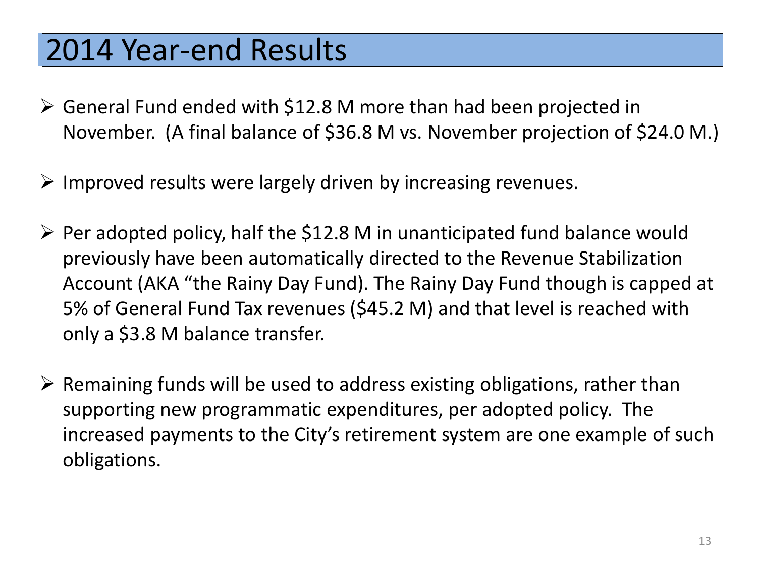# 2014 Year-end Results

- General Fund ended with $12.8 M more than had been projected in November. (A final balance of $36.8 M vs. November projection of $24.0 M.)
- Improved results were largely driven by increasing revenues.
- Per adopted policy, half the $12.8 M in unanticipated fund balance would previously have been automatically directed to the Revenue Stabilization Account (AKA “the Rainy Day Fund). The Rainy Day Fund though is capped at 5% of General Fund Tax revenues ($45.2 M) and that level is reached with only a $3.8 M balance transfer.
- Remaining funds will be used to address existing obligations, rather than supporting new programmatic expenditures, per adopted policy. The increased payments to the City’s retirement system are one example of such obligations.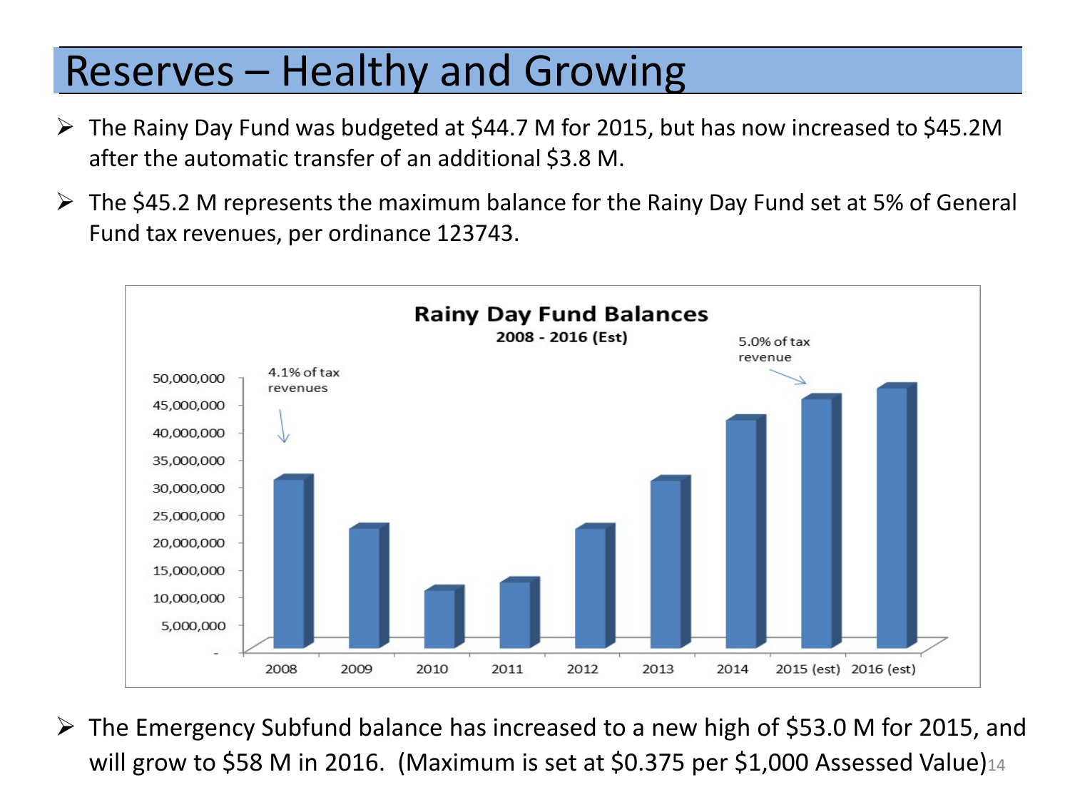# Reserves – Healthy and Growing

- The Rainy Day Fund was budgeted at $44.7 M for 2015, but has now increased to $45.2M after the automatic transfer of an additional $3.8 M.
- The $45.2 M represents the maximum balance for the Rainy Day Fund set at 5% of General Fund tax revenues, per ordinance 123743.

**Rainy Day Fund Balances**
**2008 - 2016 (Est)**

- The Emergency Subfund balance has increased to a new high of $53.0 M for 2015, and will grow to $58 M in 2016. (Maximum is set at $0.375 per $1,000 Assessed Value)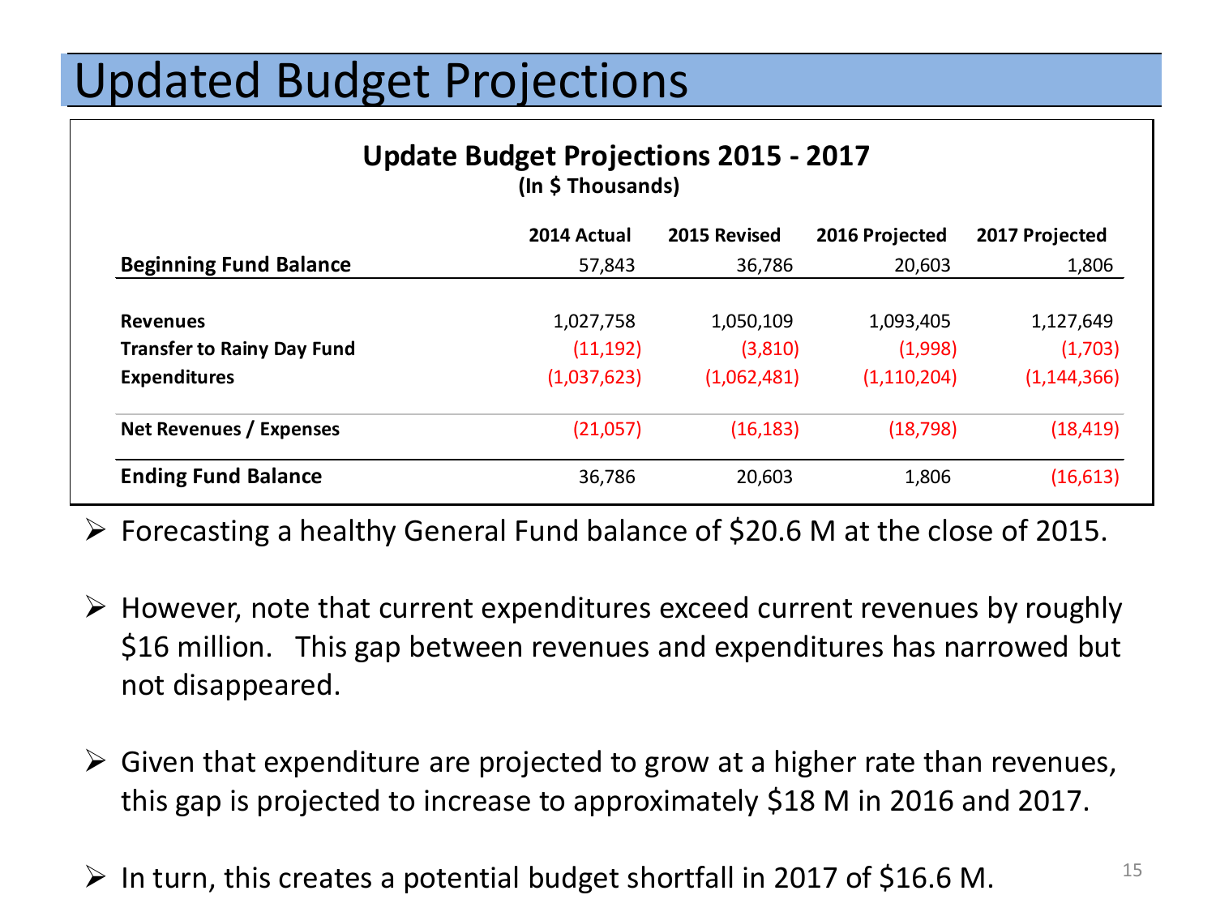# Updated Budget Projections

**Update Budget Projections 2015 - 2017**
**(In $ Thousands)**

| | 2014 Actual | 2015 Revised | 2016 Projected | 2017 Projected |
|---|---|---|---|---|
| **Beginning Fund Balance** | 57,843 | 36,786 | 20,603 | 1,806 |
| **Revenues** | 1,027,758 | 1,050,109 | 1,093,405 | 1,127,649 |
| **Transfer to Rainy Day Fund** | (11,192) | (3,810) | (1,998) | (1,703) |
| **Expenditures** | (1,037,623) | (1,062,481) | (1,110,204) | (1,144,366) |
| **Net Revenues / Expenses** | (21,057) | (16,183) | (18,798) | (18,419) |
| **Ending Fund Balance** | 36,786 | 20,603 | 1,806 | (16,613) |

- Forecasting a healthy General Fund balance of $20.6 M at the close of 2015.
- However, note that current expenditures exceed current revenues by roughly $16 million. This gap between revenues and expenditures has narrowed but not disappeared.
- Given that expenditure are projected to grow at a higher rate than revenues, this gap is projected to increase to approximately $18 M in 2016 and 2017.
- In turn, this creates a potential budget shortfall in 2017 of $16.6 M.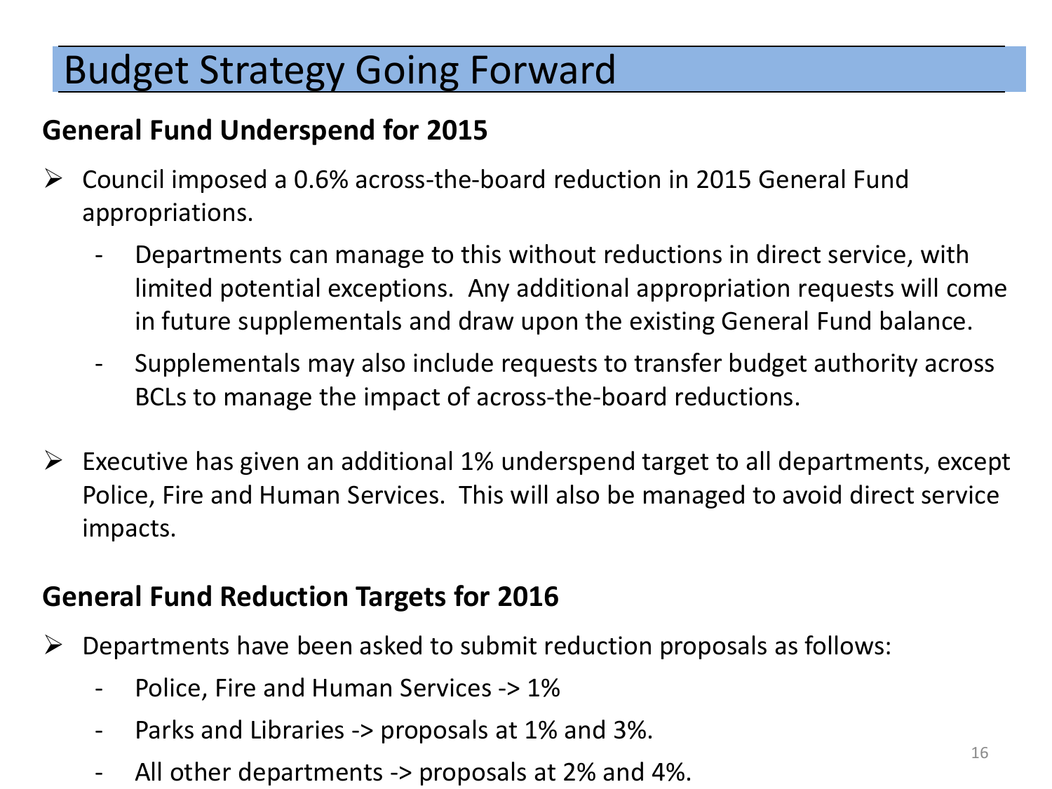# Budget Strategy Going Forward

**General Fund Underspend for 2015**

- Council imposed a 0.6% across-the-board reduction in 2015 General Fund appropriations.
  - Departments can manage to this without reductions in direct service, with limited potential exceptions. Any additional appropriation requests will come in future supplementals and draw upon the existing General Fund balance.
  - Supplementals may also include requests to transfer budget authority across BCLs to manage the impact of across-the-board reductions.

- Executive has given an additional 1% underspend target to all departments, except Police, Fire and Human Services. This will also be managed to avoid direct service impacts.

**General Fund Reduction Targets for 2016**

- Departments have been asked to submit reduction proposals as follows:
  - Police, Fire and Human Services -> 1%
  - Parks and Libraries -> proposals at 1% and 3%.
  - All other departments -> proposals at 2% and 4%.